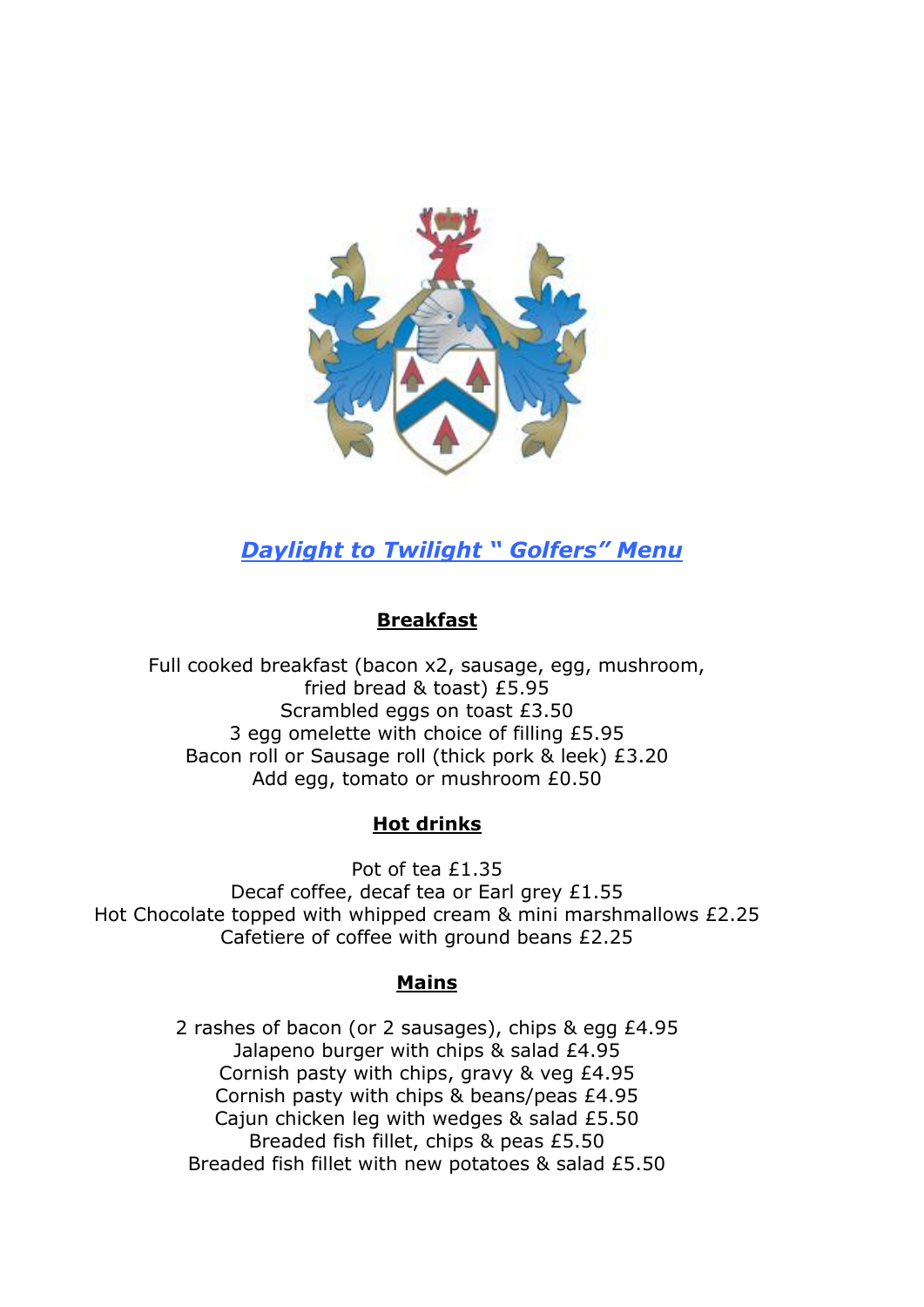# *Daylight to Twilight " Golfers" Menu*

## Breakfast

Full cooked breakfast (bacon x2, sausage, egg, mushroom, fried bread & toast) £5.95
Scrambled eggs on toast £3.50
3 egg omelette with choice of filling £5.95
Bacon roll or Sausage roll (thick pork & leek) £3.20
Add egg, tomato or mushroom £0.50

## Hot drinks

Pot of tea £1.35
Decaf coffee, decaf tea or Earl grey £1.55
Hot Chocolate topped with whipped cream & mini marshmallows £2.25
Cafetiere of coffee with ground beans £2.25

## Mains

2 rashes of bacon (or 2 sausages), chips & egg £4.95
Jalapeno burger with chips & salad £4.95
Cornish pasty with chips, gravy & veg £4.95
Cornish pasty with chips & beans/peas £4.95
Cajun chicken leg with wedges & salad £5.50
Breaded fish fillet, chips & peas £5.50
Breaded fish fillet with new potatoes & salad £5.50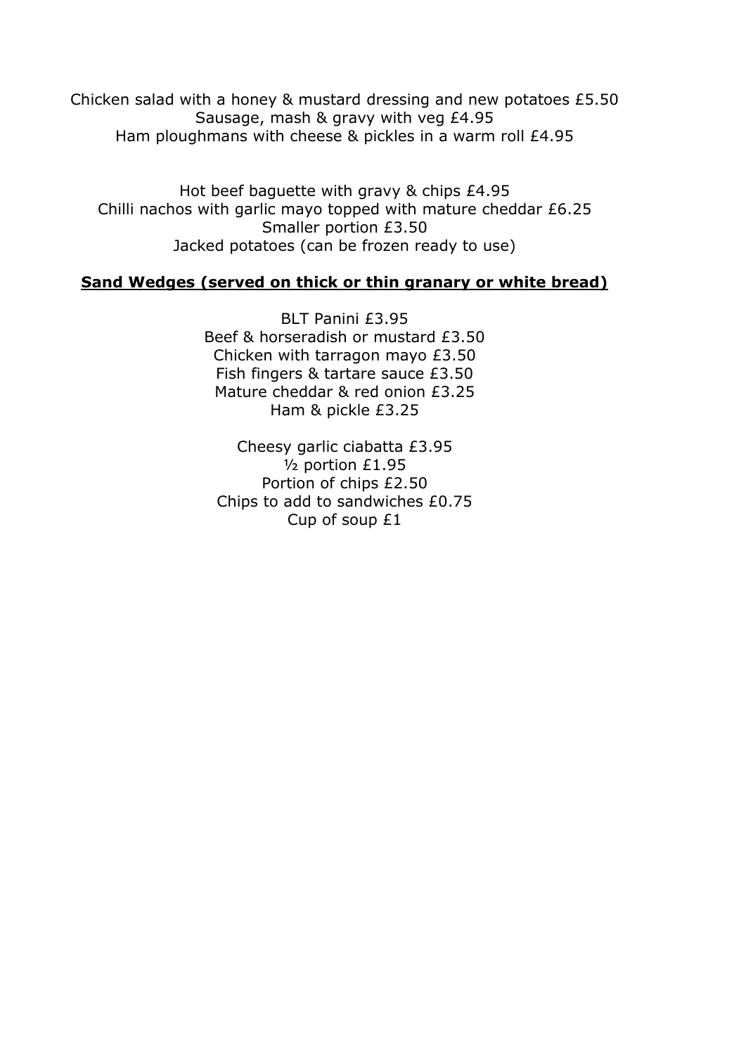Chicken salad with a honey & mustard dressing and new potatoes £5.50
Sausage, mash & gravy with veg £4.95
Ham ploughmans with cheese & pickles in a warm roll £4.95

Hot beef baguette with gravy & chips £4.95
Chilli nachos with garlic mayo topped with mature cheddar £6.25
Smaller portion £3.50
Jacked potatoes (can be frozen ready to use)

**<u>Sand Wedges (served on thick or thin granary or white bread)</u>**

BLT Panini £3.95
Beef & horseradish or mustard £3.50
Chicken with tarragon mayo £3.50
Fish fingers & tartare sauce £3.50
Mature cheddar & red onion £3.25
Ham & pickle £3.25

Cheesy garlic ciabatta £3.95
½ portion £1.95
Portion of chips £2.50
Chips to add to sandwiches £0.75
Cup of soup £1